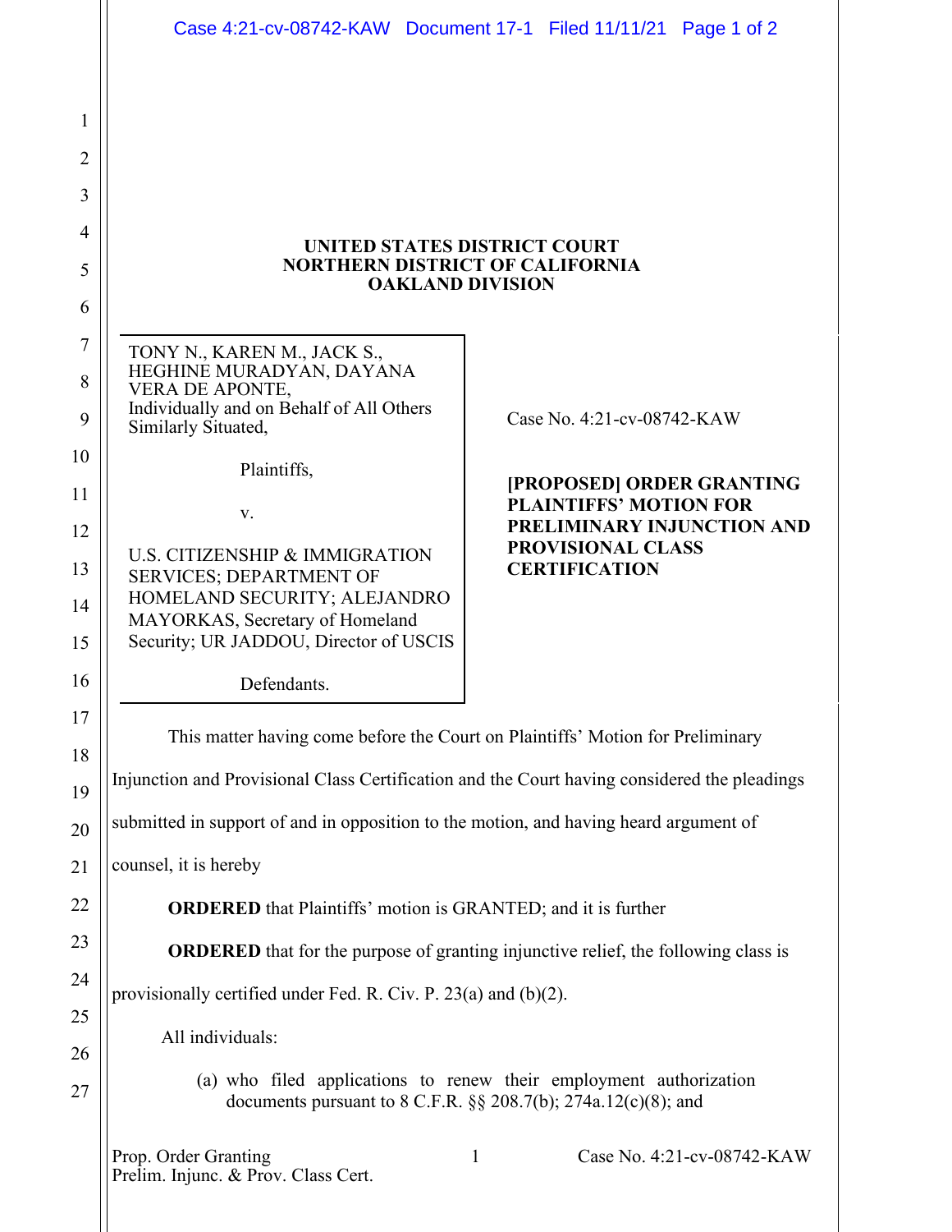**UNITED STATES DISTRICT COURT**
**NORTHERN DISTRICT OF CALIFORNIA**
**OAKLAND DIVISION**

TONY N., KAREN M., JACK S., HEGHINE MURADYAN, DAYANA VERA DE APONTE,
Individually and on Behalf of All Others Similarly Situated,

Plaintiffs,

v.

U.S. CITIZENSHIP & IMMIGRATION SERVICES; DEPARTMENT OF HOMELAND SECURITY; ALEJANDRO MAYORKAS, Secretary of Homeland Security; UR JADDOU, Director of USCIS

Defendants.

Case No. 4:21-cv-08742-KAW

**[PROPOSED] ORDER GRANTING PLAINTIFFS' MOTION FOR PRELIMINARY INJUNCTION AND PROVISIONAL CLASS CERTIFICATION**

This matter having come before the Court on Plaintiffs' Motion for Preliminary Injunction and Provisional Class Certification and the Court having considered the pleadings submitted in support of and in opposition to the motion, and having heard argument of counsel, it is hereby

**ORDERED** that Plaintiffs' motion is GRANTED; and it is further

**ORDERED** that for the purpose of granting injunctive relief, the following class is provisionally certified under Fed. R. Civ. P. 23(a) and (b)(2).

All individuals:

(a) who filed applications to renew their employment authorization documents pursuant to 8 C.F.R. §§ 208.7(b); 274a.12(c)(8); and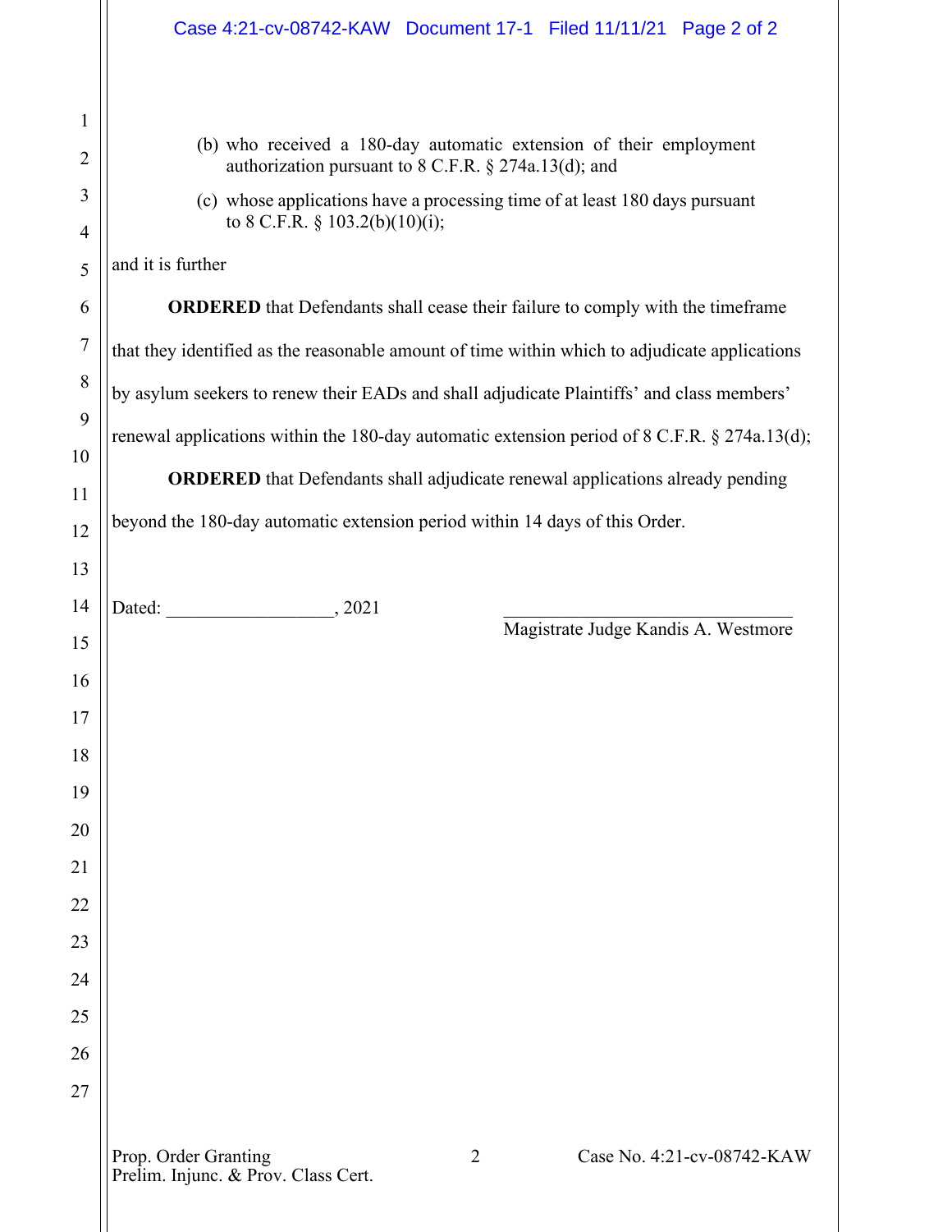(b) who received a 180-day automatic extension of their employment authorization pursuant to 8 C.F.R. § 274a.13(d); and

(c) whose applications have a processing time of at least 180 days pursuant to 8 C.F.R. § 103.2(b)(10)(i);

and it is further

**ORDERED** that Defendants shall cease their failure to comply with the timeframe that they identified as the reasonable amount of time within which to adjudicate applications by asylum seekers to renew their EADs and shall adjudicate Plaintiffs' and class members' renewal applications within the 180-day automatic extension period of 8 C.F.R. § 274a.13(d);

**ORDERED** that Defendants shall adjudicate renewal applications already pending beyond the 180-day automatic extension period within 14 days of this Order.

Dated: __________________, 2021

\_\_\_\_\_\_\_\_\_\_\_\_\_\_\_\_\_\_\_\_\_\_\_\_\_\_\_\_\_\_\_\_\_
Magistrate Judge Kandis A. Westmore